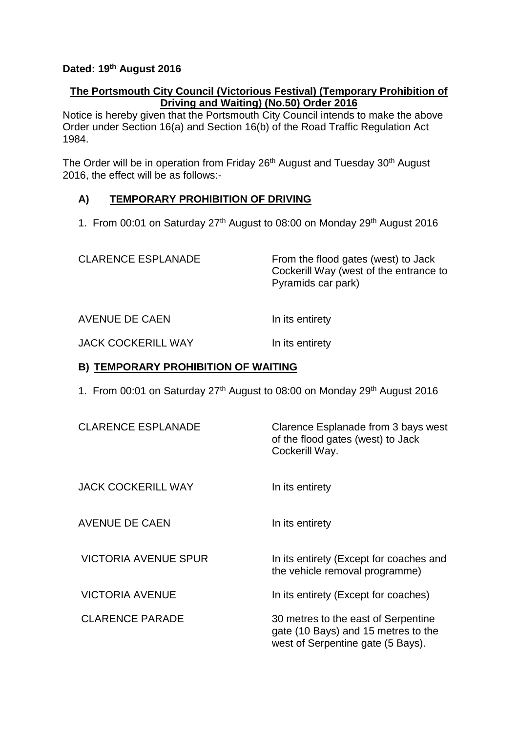**Dated: 19th August 2016**

**The Portsmouth City Council (Victorious Festival) (Temporary Prohibition of Driving and Waiting) (No.50) Order 2016**

Notice is hereby given that the Portsmouth City Council intends to make the above Order under Section 16(a) and Section 16(b) of the Road Traffic Regulation Act 1984.

The Order will be in operation from Friday 26th August and Tuesday 30th August 2016, the effect will be as follows:-

## A) TEMPORARY PROHIBITION OF DRIVING

1. From 00:01 on Saturday 27th August to 08:00 on Monday 29th August 2016

| | |
|---|---|
| CLARENCE ESPLANADE | From the flood gates (west) to Jack Cockerill Way (west of the entrance to Pyramids car park) |
| AVENUE DE CAEN | In its entirety |
| JACK COCKERILL WAY | In its entirety |

## B) TEMPORARY PROHIBITION OF WAITING

1. From 00:01 on Saturday 27th August to 08:00 on Monday 29th August 2016

| | |
|---|---|
| CLARENCE ESPLANADE | Clarence Esplanade from 3 bays west of the flood gates (west) to Jack Cockerill Way. |
| JACK COCKERILL WAY | In its entirety |
| AVENUE DE CAEN | In its entirety |
| VICTORIA AVENUE SPUR | In its entirety (Except for coaches and the vehicle removal programme) |
| VICTORIA AVENUE | In its entirety (Except for coaches) |
| CLARENCE PARADE | 30 metres to the east of Serpentine gate (10 Bays) and 15 metres to the west of Serpentine gate (5 Bays). |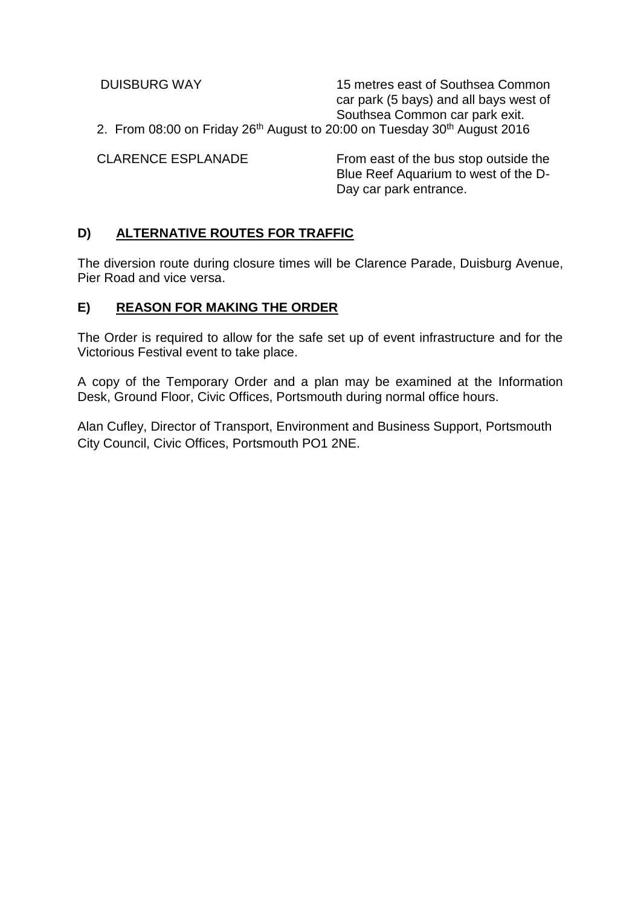| | |
|---|---|
| DUISBURG WAY | 15 metres east of Southsea Common car park (5 bays) and all bays west of Southsea Common car park exit. |

2. From 08:00 on Friday 26th August to 20:00 on Tuesday 30th August 2016

| | |
|---|---|
| CLARENCE ESPLANADE | From east of the bus stop outside the Blue Reef Aquarium to west of the D-Day car park entrance. |

## D) ALTERNATIVE ROUTES FOR TRAFFIC

The diversion route during closure times will be Clarence Parade, Duisburg Avenue, Pier Road and vice versa.

## E) REASON FOR MAKING THE ORDER

The Order is required to allow for the safe set up of event infrastructure and for the Victorious Festival event to take place.

A copy of the Temporary Order and a plan may be examined at the Information Desk, Ground Floor, Civic Offices, Portsmouth during normal office hours.

Alan Cufley, Director of Transport, Environment and Business Support, Portsmouth City Council, Civic Offices, Portsmouth PO1 2NE.